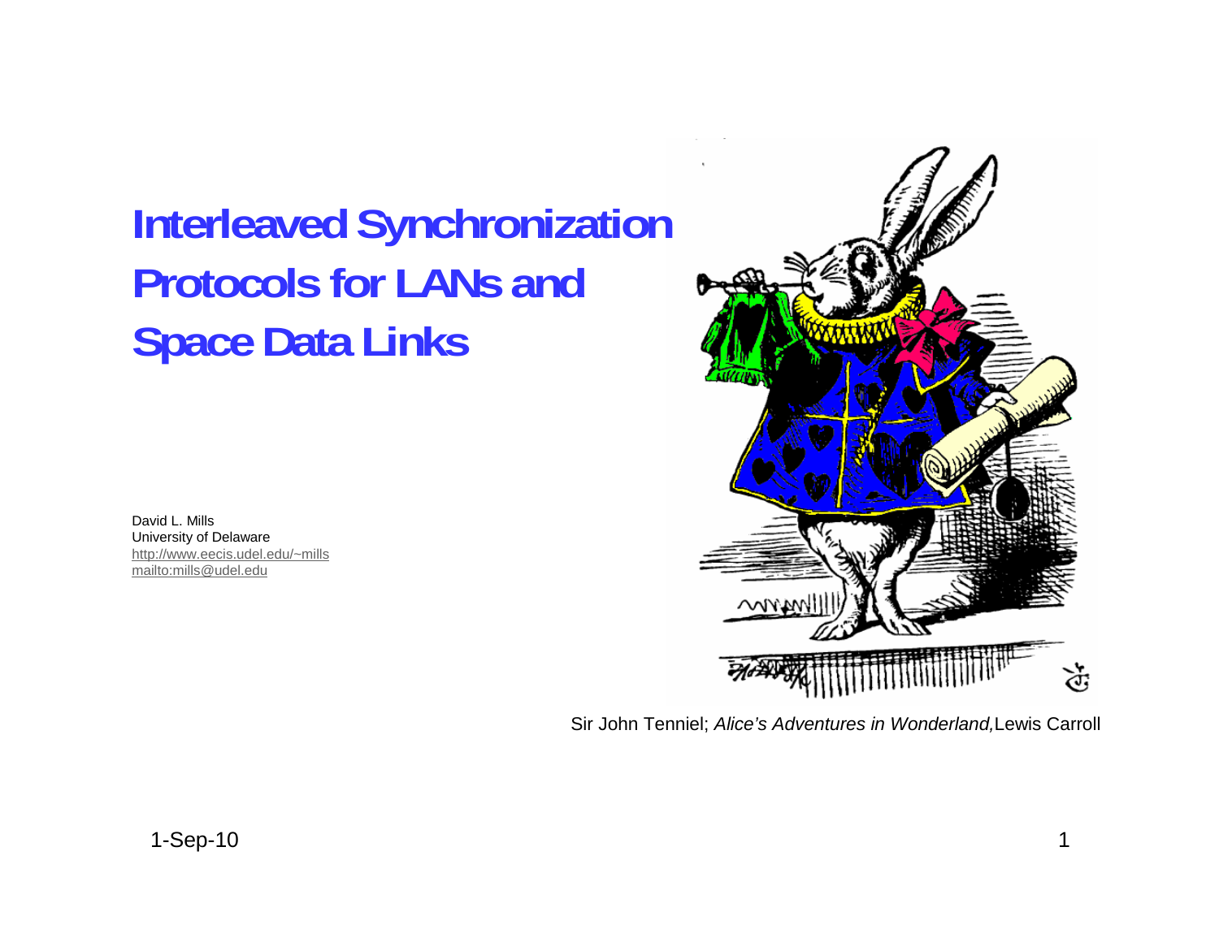# Interleaved Synchronization Protocols for LANs and Space Data Links

David L. Mills
University of Delaware
http://www.eecis.udel.edu/~mills
mailto:mills@udel.edu

Sir John Tenniel; *Alice's Adventures in Wonderland,* Lewis Carroll

1-Sep-10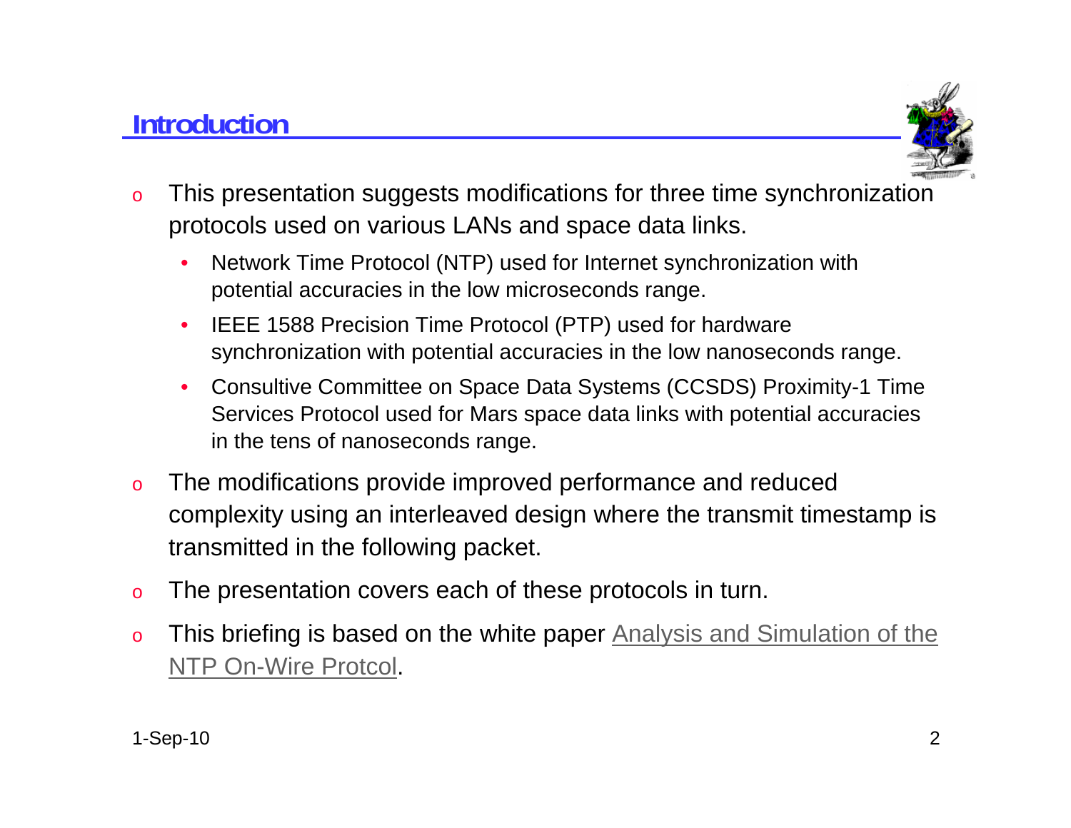## Introduction

- This presentation suggests modifications for three time synchronization protocols used on various LANs and space data links.
  - Network Time Protocol (NTP) used for Internet synchronization with potential accuracies in the low microseconds range.
  - IEEE 1588 Precision Time Protocol (PTP) used for hardware synchronization with potential accuracies in the low nanoseconds range.
  - Consultive Committee on Space Data Systems (CCSDS) Proximity-1 Time Services Protocol used for Mars space data links with potential accuracies in the tens of nanoseconds range.
- The modifications provide improved performance and reduced complexity using an interleaved design where the transmit timestamp is transmitted in the following packet.
- The presentation covers each of these protocols in turn.
- This briefing is based on the white paper Analysis and Simulation of the NTP On-Wire Protcol.

1-Sep-10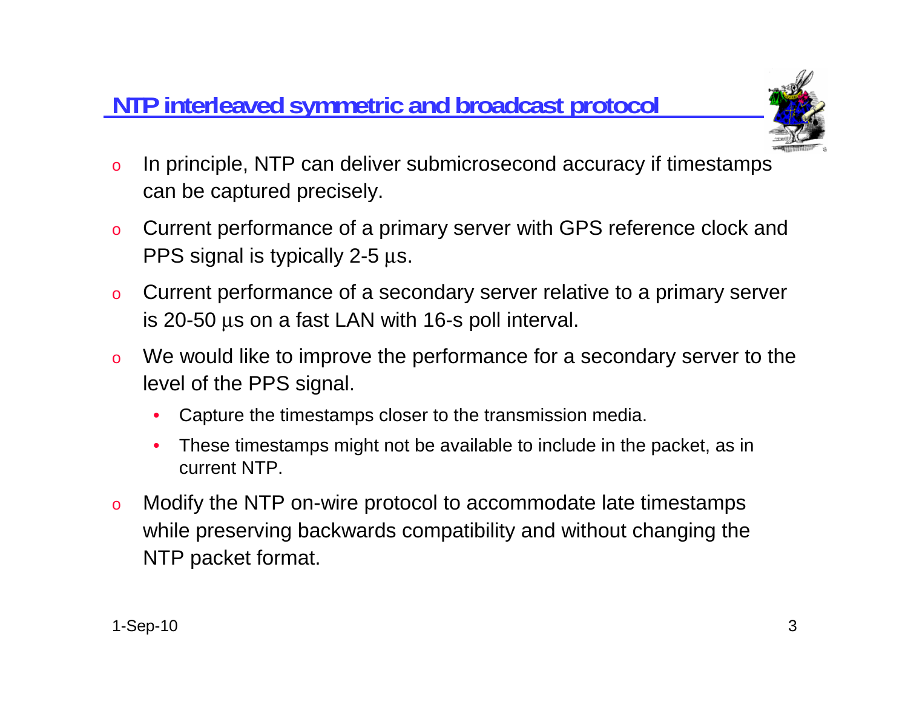## NTP interleaved symmetric and broadcast protocol

- In principle, NTP can deliver submicrosecond accuracy if timestamps can be captured precisely.
- Current performance of a primary server with GPS reference clock and PPS signal is typically 2-5 μs.
- Current performance of a secondary server relative to a primary server is 20-50 μs on a fast LAN with 16-s poll interval.
- We would like to improve the performance for a secondary server to the level of the PPS signal.
  - Capture the timestamps closer to the transmission media.
  - These timestamps might not be available to include in the packet, as in current NTP.
- Modify the NTP on-wire protocol to accommodate late timestamps while preserving backwards compatibility and without changing the NTP packet format.

1-Sep-10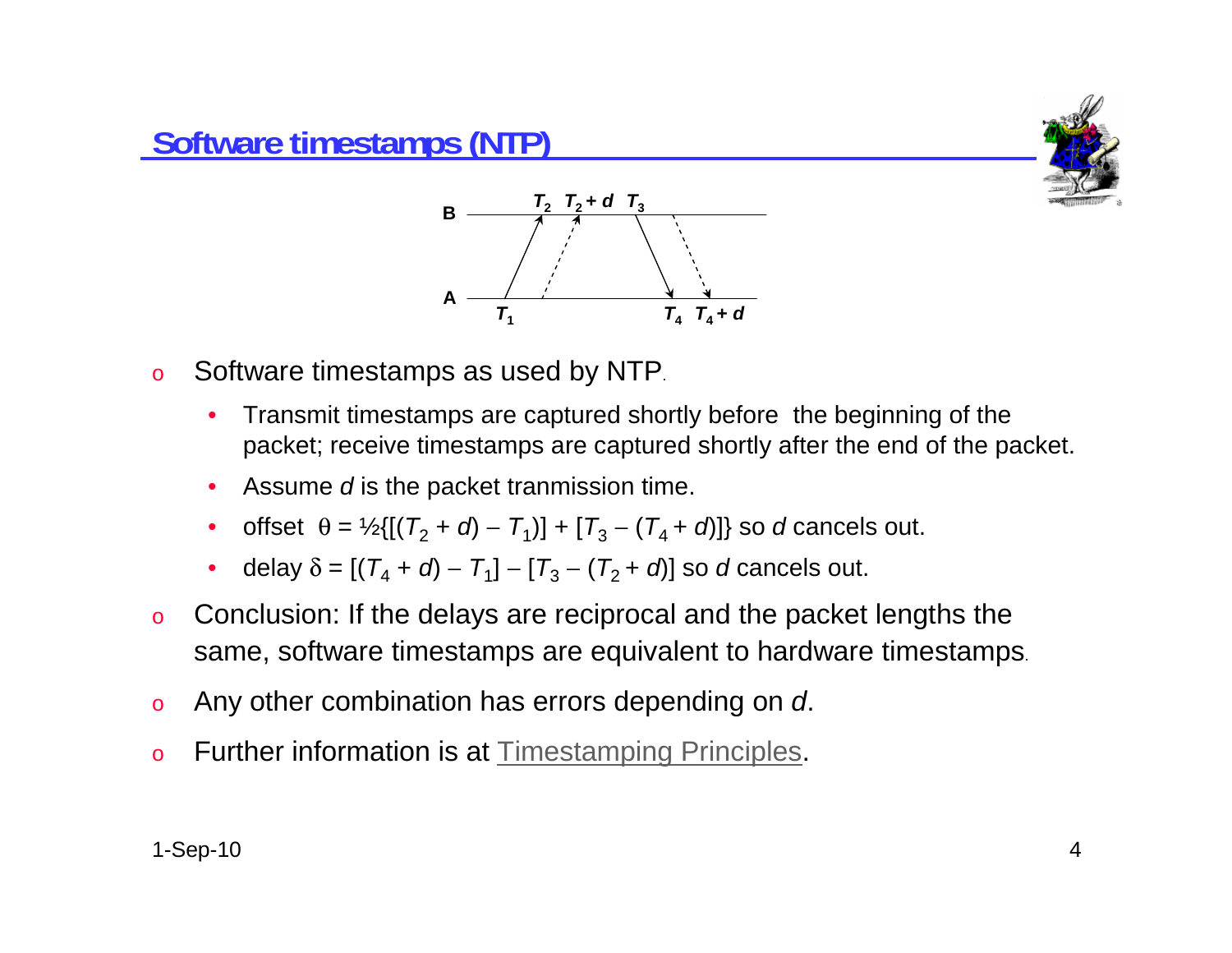## Software timestamps (NTP)

B

$T_2$ $T_2 + d$ $T_3$

A

$T_1$ $T_4$ $T_4 + d$

- Software timestamps as used by NTP.
  - Transmit timestamps are captured shortly before the beginning of the packet; receive timestamps are captured shortly after the end of the packet.
  - Assume $d$ is the packet tranmission time.
  - offset $\theta = ½\{[(T_2 + d) – T_1)] + [T_3 – (T_4 + d)]\}$ so $d$ cancels out.
  - delay $\delta = [(T_4 + d) – T_1] – [T_3 – (T_2 + d)]$ so $d$ cancels out.
- Conclusion: If the delays are reciprocal and the packet lengths the same, software timestamps are equivalent to hardware timestamps.
- Any other combination has errors depending on $d$.
- Further information is at Timestamping Principles.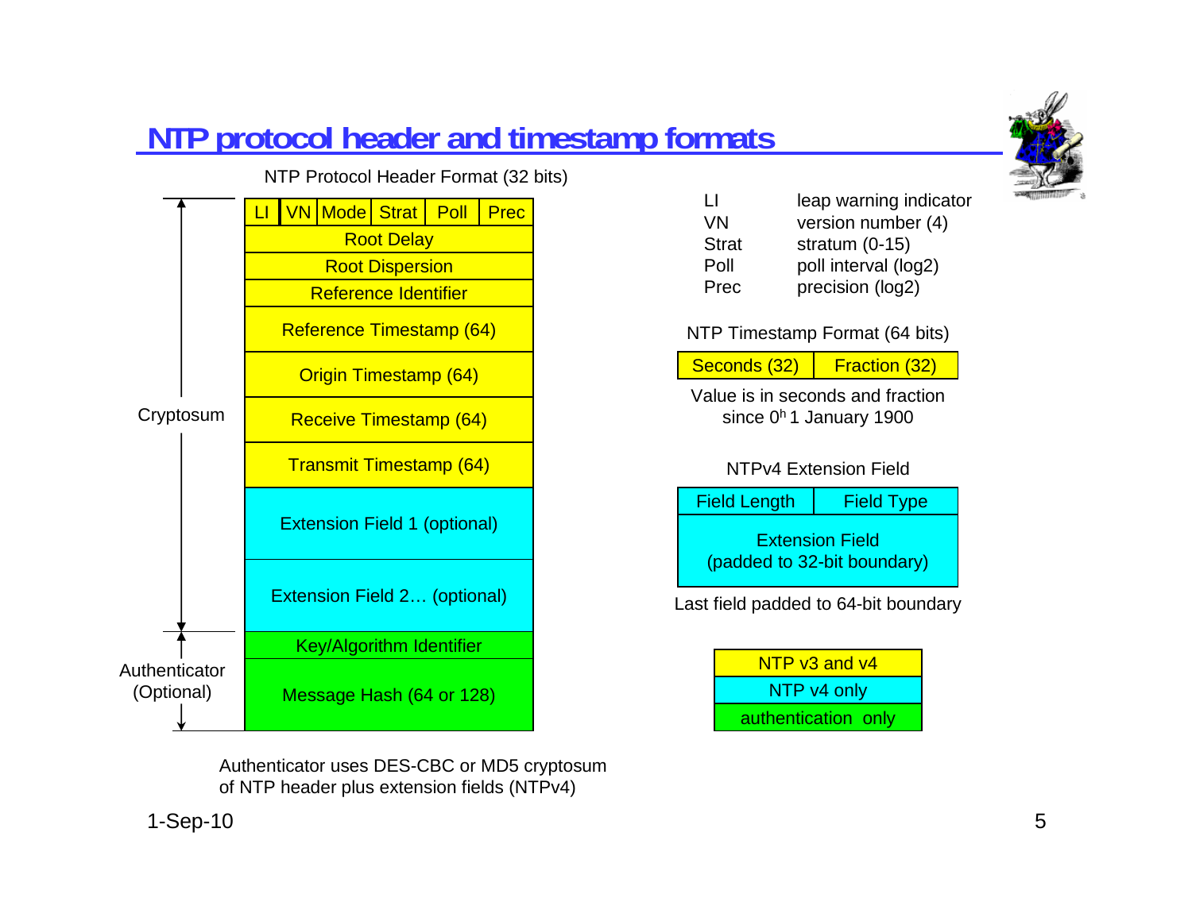# NTP protocol header and timestamp formats

NTP Protocol Header Format (32 bits)

| | | | | | |
|---|---|---|---|---|---|
| LI | VN | Mode | Strat | Poll | Prec |
| Root Delay | | | | | |
| Root Dispersion | | | | | |
| Reference Identifier | | | | | |
| Reference Timestamp (64) | | | | | |
| Origin Timestamp (64) | | | | | |
| Receive Timestamp (64) | | | | | |
| Transmit Timestamp (64) | | | | | |
| Extension Field 1 (optional) | | | | | |
| Extension Field 2… (optional) | | | | | |
| Key/Algorithm Identifier | | | | | |
| Message Hash (64 or 128) | | | | | |

Cryptosum

Authenticator (Optional)

| | |
|---|---|
| LI | leap warning indicator |
| VN | version number (4) |
| Strat | stratum (0-15) |
| Poll | poll interval (log2) |
| Prec | precision (log2) |

NTP Timestamp Format (64 bits)

| | |
|---|---|
| Seconds (32) | Fraction (32) |

Value is in seconds and fraction since $0^h$ 1 January 1900

NTPv4 Extension Field

| | |
|---|---|
| Field Length | Field Type |
| Extension Field (padded to 32-bit boundary) | |

Last field padded to 64-bit boundary

| |
|---|
| NTP v3 and v4 |
| NTP v4 only |
| authentication only |

Authenticator uses DES-CBC or MD5 cryptosum of NTP header plus extension fields (NTPv4)

1-Sep-10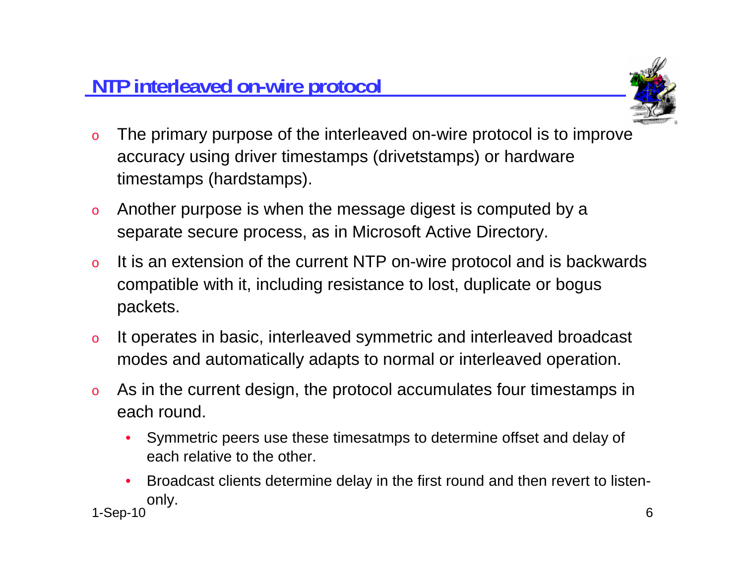## NTP interleaved on-wire protocol

- The primary purpose of the interleaved on-wire protocol is to improve accuracy using driver timestamps (drivetstamps) or hardware timestamps (hardstamps).
- Another purpose is when the message digest is computed by a separate secure process, as in Microsoft Active Directory.
- It is an extension of the current NTP on-wire protocol and is backwards compatible with it, including resistance to lost, duplicate or bogus packets.
- It operates in basic, interleaved symmetric and interleaved broadcast modes and automatically adapts to normal or interleaved operation.
- As in the current design, the protocol accumulates four timestamps in each round.
  - Symmetric peers use these timesatmps to determine offset and delay of each relative to the other.
  - Broadcast clients determine delay in the first round and then revert to listen-only.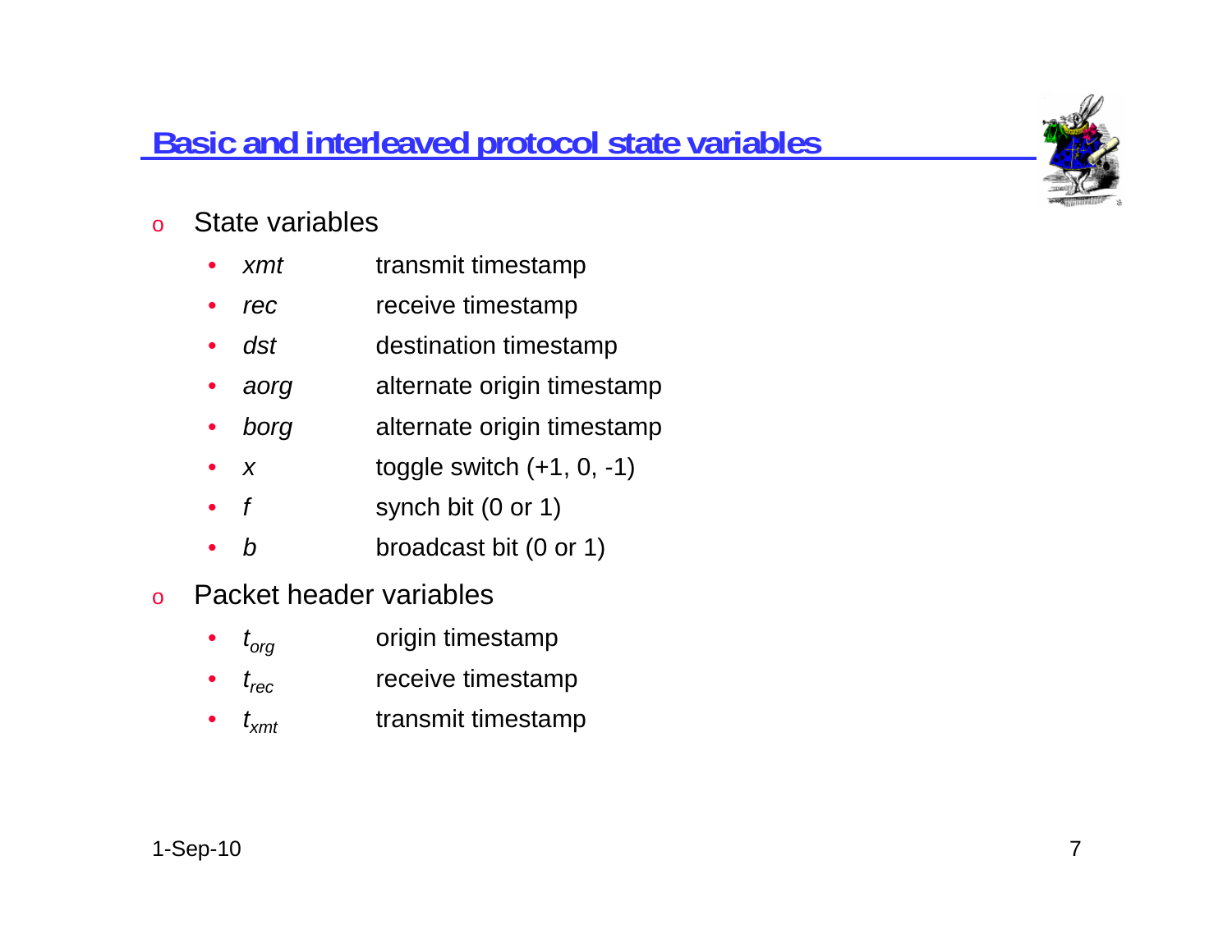## Basic and interleaved protocol state variables

- State variables
  - *xmt* transmit timestamp
  - *rec* receive timestamp
  - *dst* destination timestamp
  - *aorg* alternate origin timestamp
  - *borg* alternate origin timestamp
  - *x* toggle switch (+1, 0, -1)
  - *f* synch bit (0 or 1)
  - *b* broadcast bit (0 or 1)
- Packet header variables
  - $t_{org}$ origin timestamp
  - $t_{rec}$ receive timestamp
  - $t_{xmt}$ transmit timestamp

1-Sep-10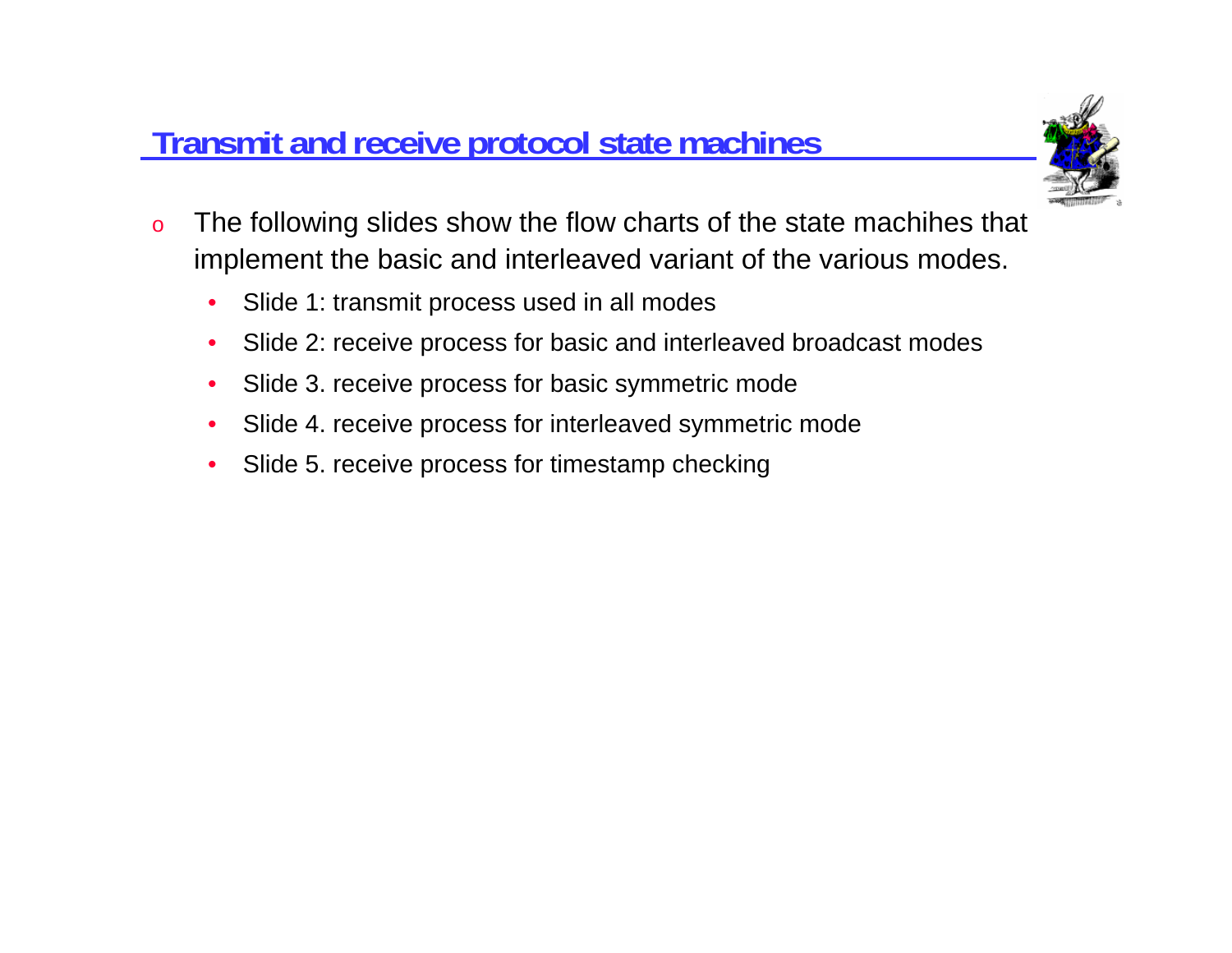## Transmit and receive protocol state machines

- The following slides show the flow charts of the state machihes that implement the basic and interleaved variant of the various modes.
  - Slide 1: transmit process used in all modes
  - Slide 2: receive process for basic and interleaved broadcast modes
  - Slide 3. receive process for basic symmetric mode
  - Slide 4. receive process for interleaved symmetric mode
  - Slide 5. receive process for timestamp checking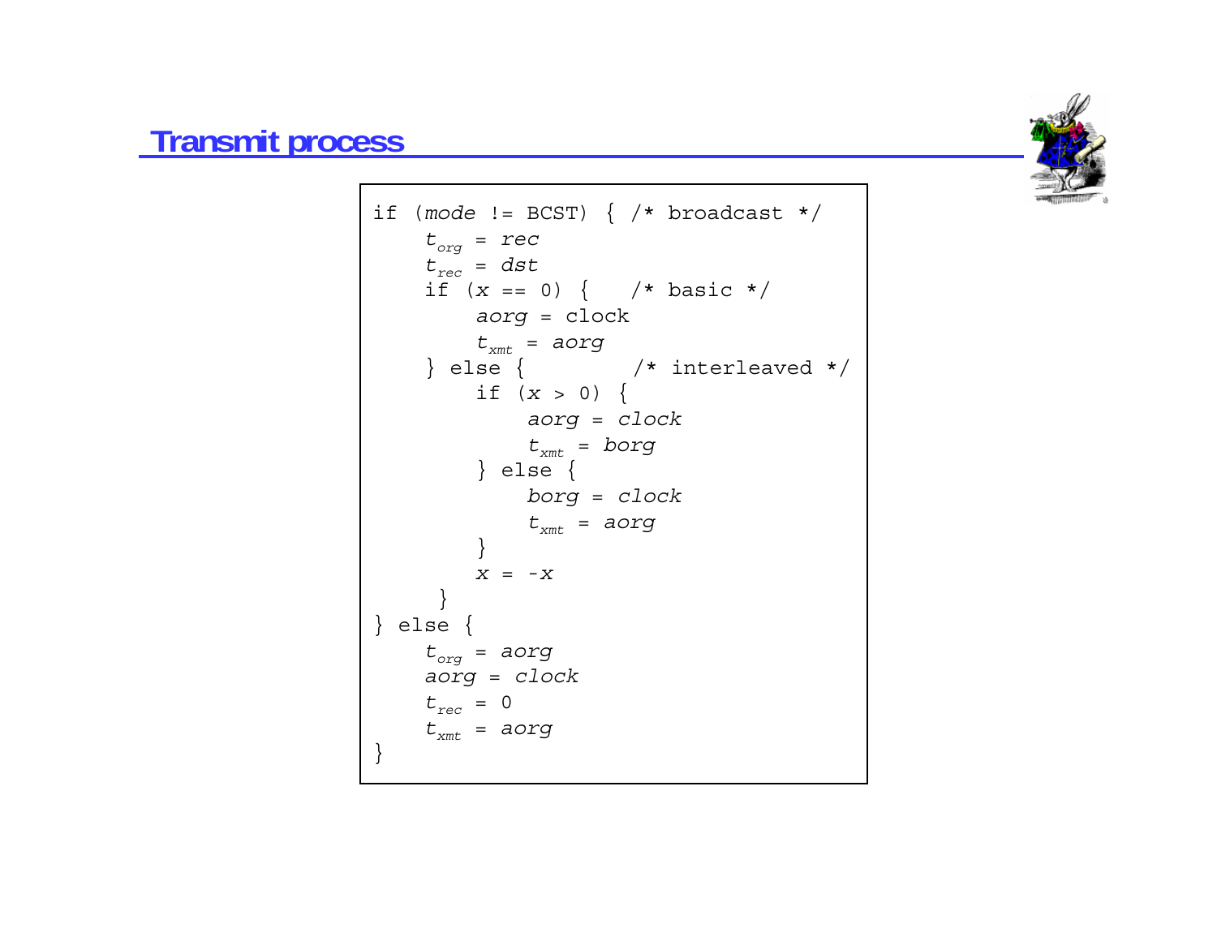# Transmit process

```
if (mode != BCST) {  /* broadcast */
    t_org = rec
    t_rec = dst
    if (x == 0) {   /* basic */
        aorg = clock
        t_xmt = aorg
    } else {        /* interleaved */
        if (x > 0) {
            aorg = clock
            t_xmt = borg
        } else {
            borg = clock
            t_xmt = aorg
        }
        x = -x
     }
} else {
    t_org = aorg
    aorg = clock
    t_rec = 0
    t_xmt = aorg
}
```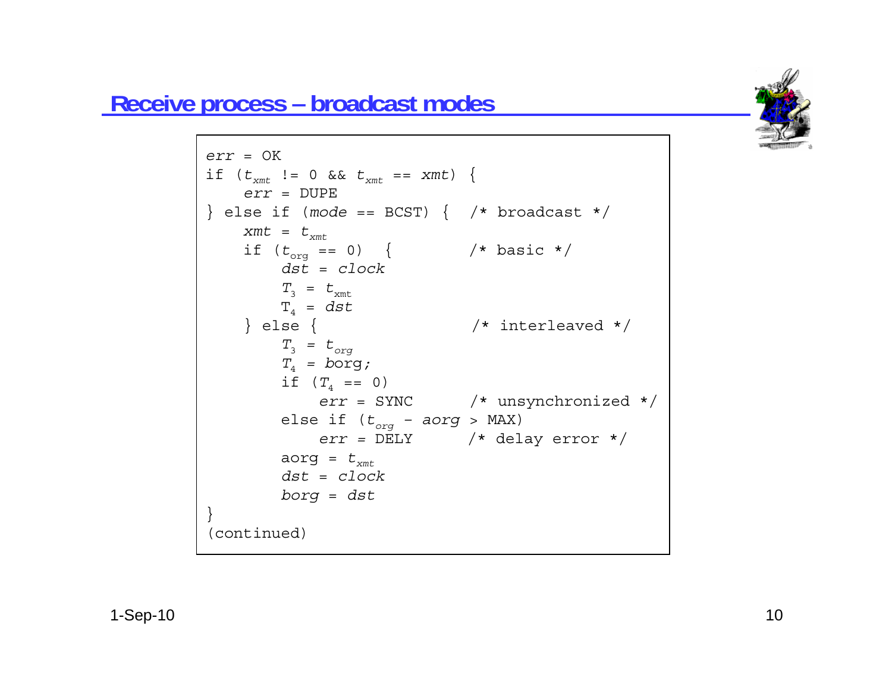# Receive process – broadcast modes

```
err = OK
if (t_xmt != 0 && t_xmt == xmt) {
    err = DUPE
} else if (mode == BCST) {  /* broadcast */
    xmt = t_xmt
    if (t_org == 0)  {        /* basic */
        dst = clock
        T_3 = t_xmt
        T_4 = dst
    } else {                  /* interleaved */
        T_3 = t_org
        T_4 = borg;
        if (T_4 == 0)
            err = SYNC        /* unsynchronized */
        else if (t_org - aorg > MAX)
            err = DELY        /* delay error */
        aorg = t_xmt
        dst = clock
        borg = dst
}
(continued)
```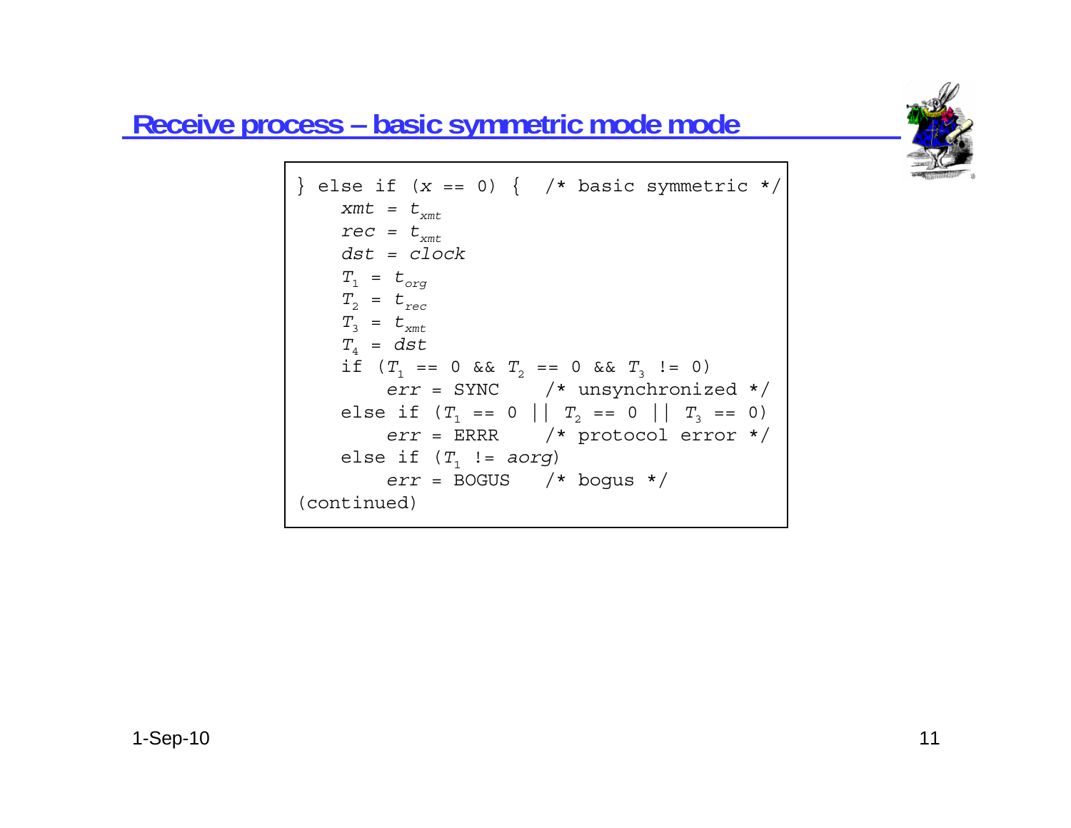## Receive process – basic symmetric mode mode

```
} else if (x == 0) {  /* basic symmetric */
    xmt = t_xmt
    rec = t_xmt
    dst = clock
    T_1 = t_org
    T_2 = t_rec
    T_3 = t_xmt
    T_4 = dst
    if (T_1 == 0 && T_2 == 0 && T_3 != 0)
        err = SYNC     /* unsynchronized */
    else if (T_1 == 0 || T_2 == 0 || T_3 == 0)
        err = ERRR     /* protocol error */
    else if (T_1 != aorg)
        err = BOGUS    /* bogus */
(continued)
```

1-Sep-10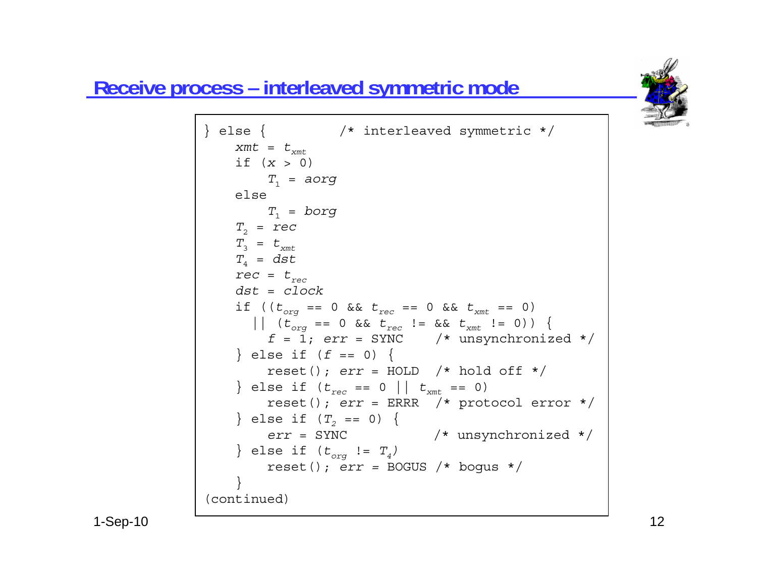# Receive process – interleaved symmetric mode

```
} else {          /* interleaved symmetric */
    xmt = t_xmt
    if (x > 0)
        T_1 = aorg
    else
        T_1 = borg
    T_2 = rec
    T_3 = t_xmt
    T_4 = dst
    rec = t_rec
    dst = clock
    if ((t_org == 0 && t_rec == 0 && t_xmt == 0)
      || (t_org == 0 && t_rec != && t_xmt != 0)) {
        f = 1; err = SYNC     /* unsynchronized */
    } else if (f == 0) {
        reset(); err = HOLD  /* hold off */
    } else if (t_rec == 0 || t_xmt == 0)
        reset(); err = ERRR  /* protocol error */
    } else if (T_2 == 0) {
        err = SYNC           /* unsynchronized */
    } else if (t_org != T_4)
        reset(); err = BOGUS /* bogus */
    }
(continued)
```

1-Sep-10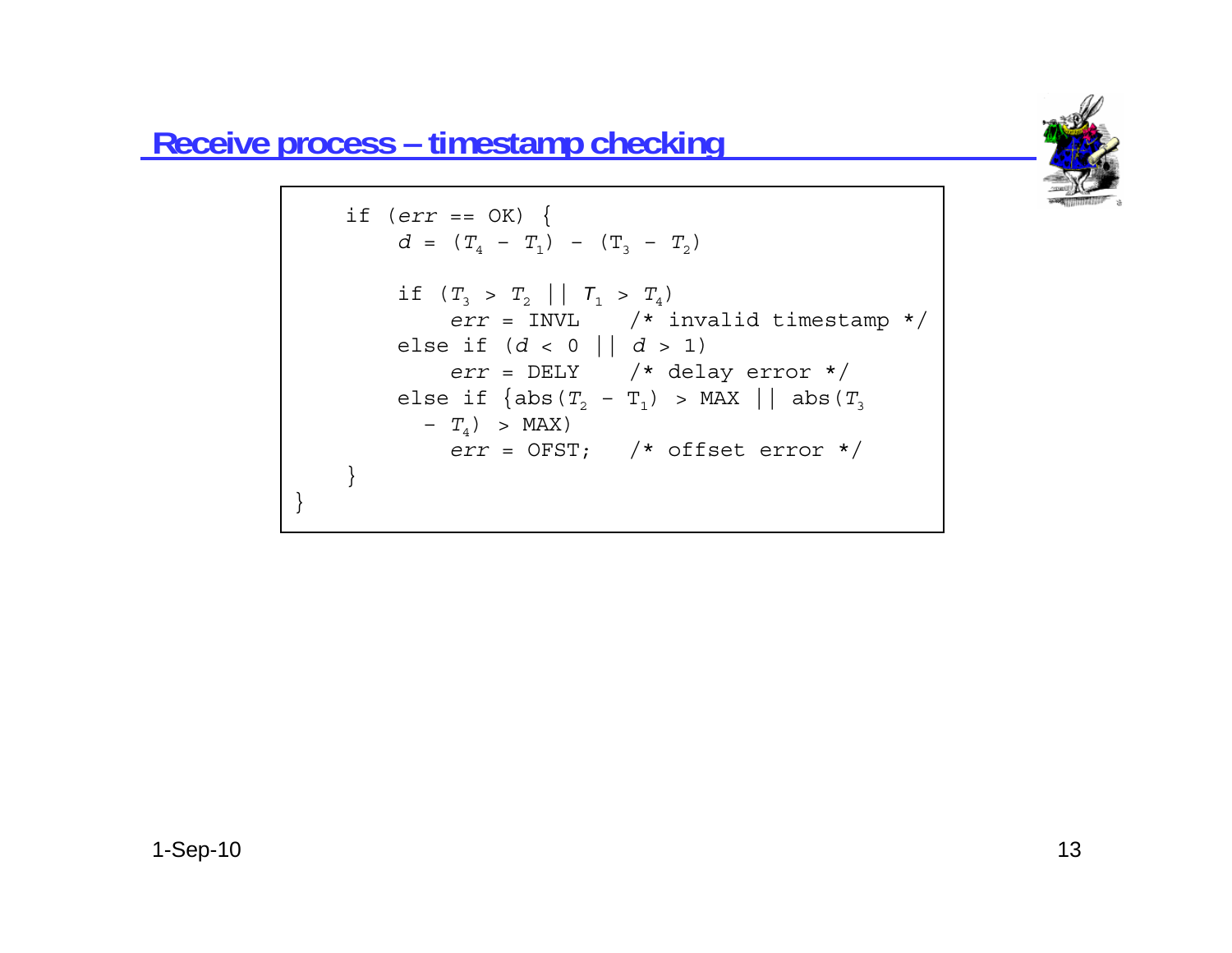## Receive process – timestamp checking

```
    if (err == OK) {
        d = (T4 - T1) - (T3 - T2)

        if (T3 > T2 || T1 > T4)
            err = INVL    /* invalid timestamp */
        else if (d < 0 || d > 1)
            err = DELY    /* delay error */
        else if {abs(T2 - T1) > MAX || abs(T3
          - T4) > MAX)
            err = OFST;   /* offset error */
    }
}
```

1-Sep-10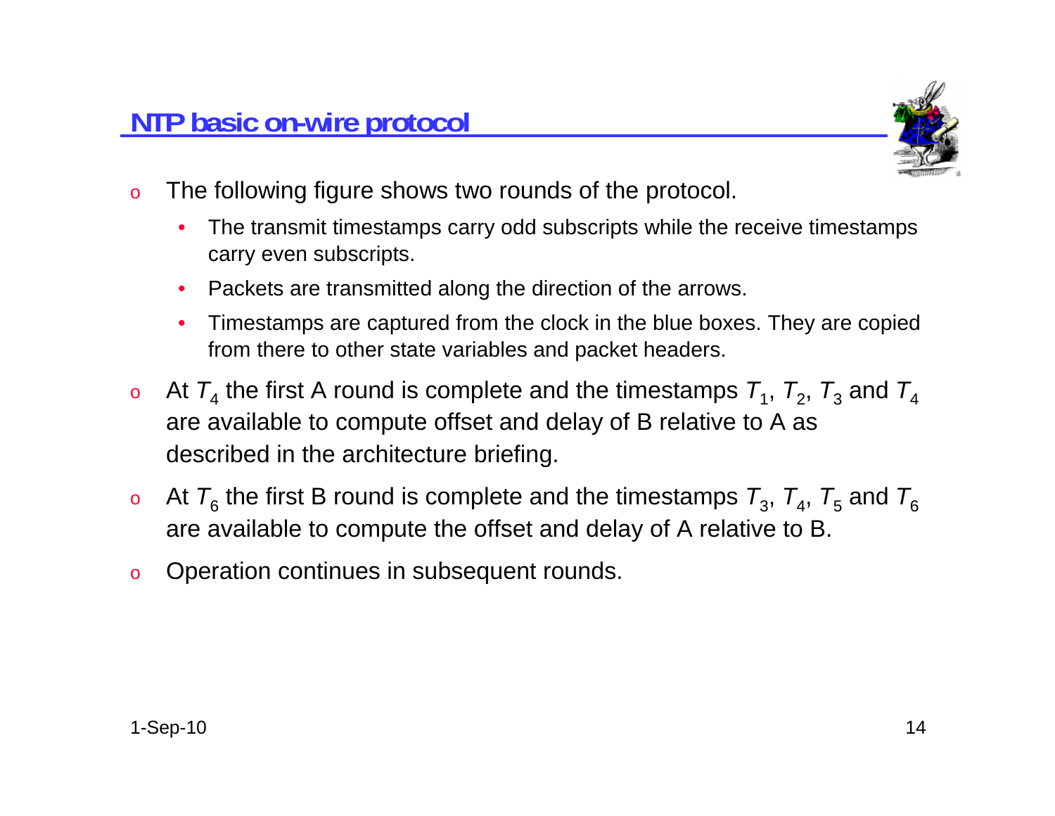## NTP basic on-wire protocol

- The following figure shows two rounds of the protocol.
  - The transmit timestamps carry odd subscripts while the receive timestamps carry even subscripts.
  - Packets are transmitted along the direction of the arrows.
  - Timestamps are captured from the clock in the blue boxes. They are copied from there to other state variables and packet headers.
- At $T_4$ the first A round is complete and the timestamps $T_1$, $T_2$, $T_3$ and $T_4$ are available to compute offset and delay of B relative to A as described in the architecture briefing.
- At $T_6$ the first B round is complete and the timestamps $T_3$, $T_4$, $T_5$ and $T_6$ are available to compute the offset and delay of A relative to B.
- Operation continues in subsequent rounds.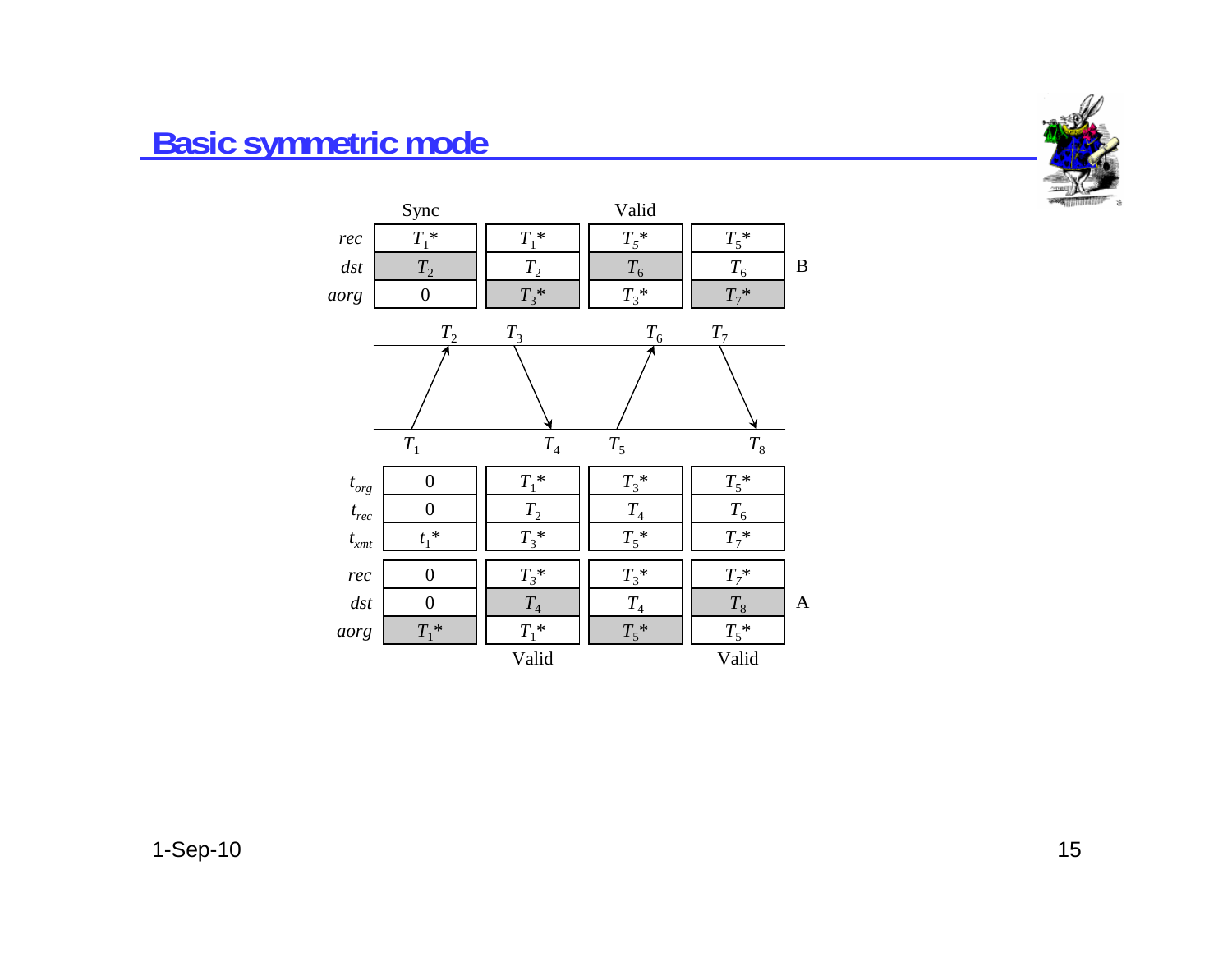## Basic symmetric mode

Sync

Valid

| | | | | | |
|---|---|---|---|---|---|
| *rec* | $T_1$* | $T_1$* | $T_5$* | $T_5$* | |
| *dst* | $T_2$ | $T_2$ | $T_6$ | $T_6$ | B |
| *aorg* | 0 | $T_3$* | $T_3$* | $T_7$* | |

$T_2$ $T_3$ $T_6$ $T_7$

$T_1$ $T_4$ $T_5$ $T_8$

| | | | | |
|---|---|---|---|---|
| $t_{org}$ | 0 | $T_1$* | $T_3$* | $T_5$* |
| $t_{rec}$ | 0 | $T_2$ | $T_4$ | $T_6$ |
| $t_{xmt}$ | $t_1$* | $T_3$* | $T_5$* | $T_7$* |

| | | | | | |
|---|---|---|---|---|---|
| *rec* | 0 | $T_3$* | $T_3$* | $T_7$* | |
| *dst* | 0 | $T_4$ | $T_4$ | $T_8$ | A |
| *aorg* | $T_1$* | $T_1$* | $T_5$* | $T_5$* | |

Valid

Valid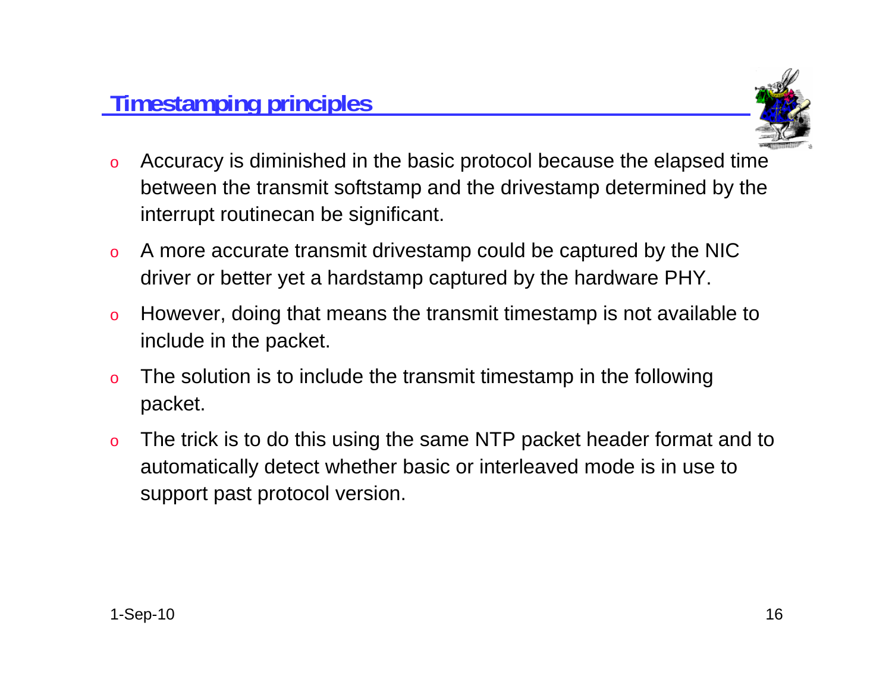## Timestamping principles

- Accuracy is diminished in the basic protocol because the elapsed time between the transmit softstamp and the drivestamp determined by the interrupt routinecan be significant.
- A more accurate transmit drivestamp could be captured by the NIC driver or better yet a hardstamp captured by the hardware PHY.
- However, doing that means the transmit timestamp is not available to include in the packet.
- The solution is to include the transmit timestamp in the following packet.
- The trick is to do this using the same NTP packet header format and to automatically detect whether basic or interleaved mode is in use to support past protocol version.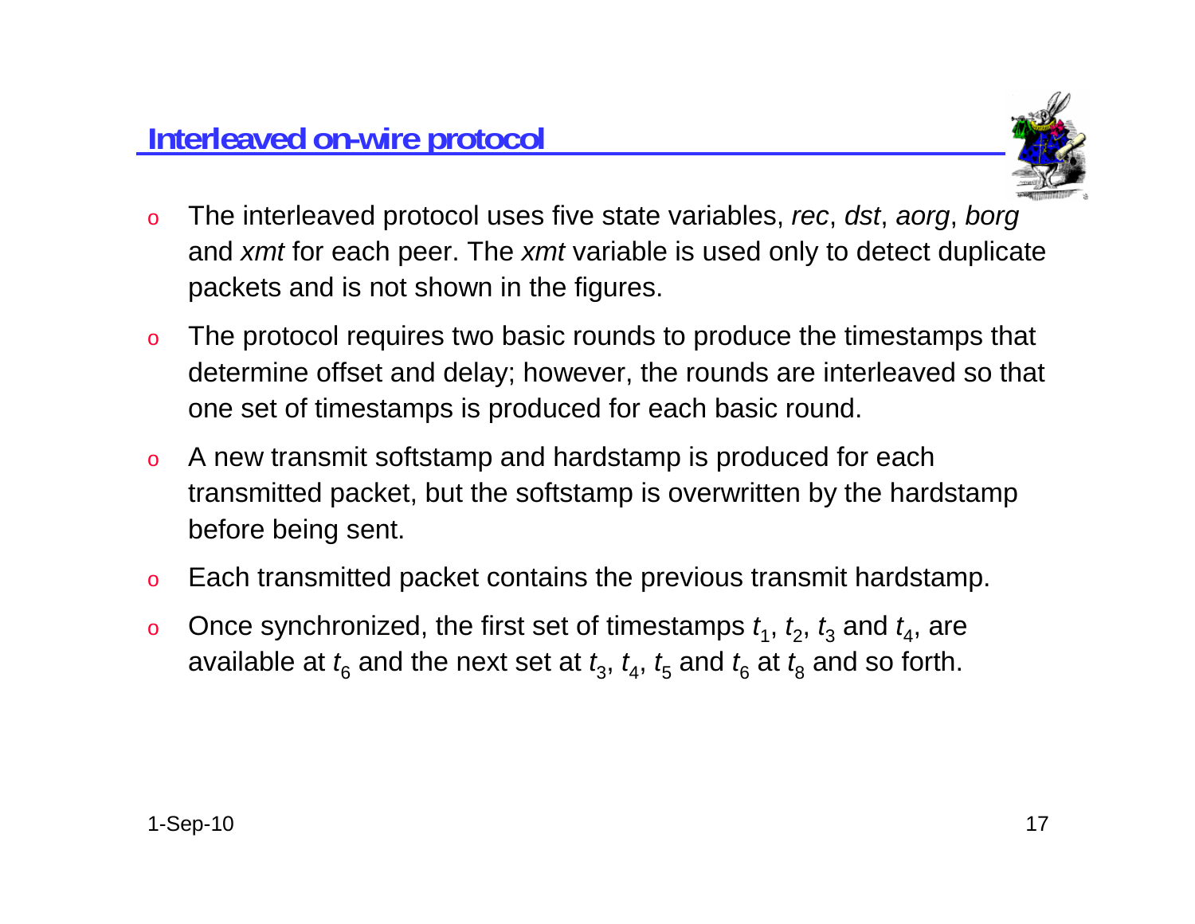## Interleaved on-wire protocol

- The interleaved protocol uses five state variables, *rec*, *dst*, *aorg*, *borg* and *xmt* for each peer. The *xmt* variable is used only to detect duplicate packets and is not shown in the figures.
- The protocol requires two basic rounds to produce the timestamps that determine offset and delay; however, the rounds are interleaved so that one set of timestamps is produced for each basic round.
- A new transmit softstamp and hardstamp is produced for each transmitted packet, but the softstamp is overwritten by the hardstamp before being sent.
- Each transmitted packet contains the previous transmit hardstamp.
- Once synchronized, the first set of timestamps $t_1$, $t_2$, $t_3$ and $t_4$, are available at $t_6$ and the next set at $t_3$, $t_4$, $t_5$ and $t_6$ at $t_8$ and so forth.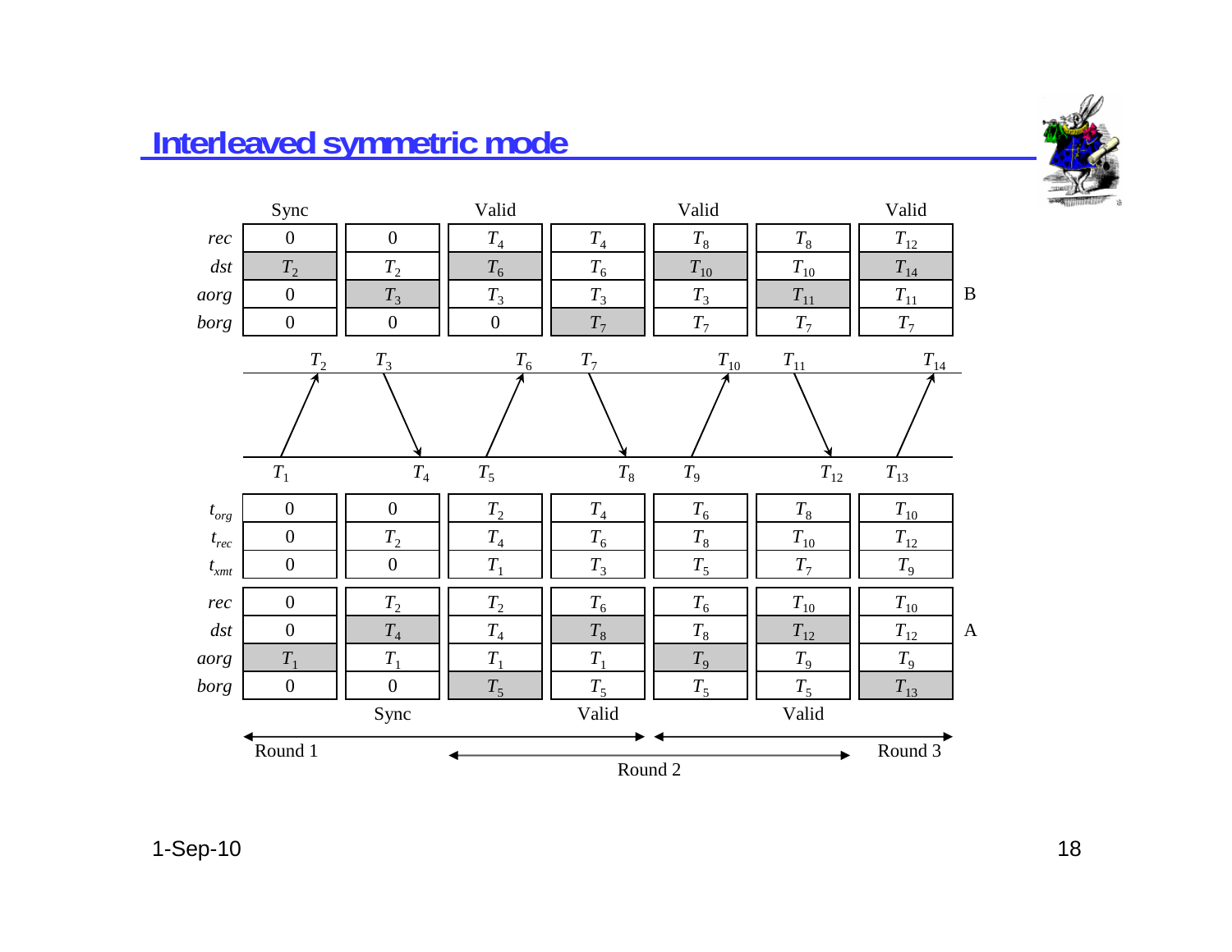# Interleaved symmetric mode

| | Sync | | Valid | | Valid | | Valid | |
|---|---|---|---|---|---|---|---|---|
| *rec* | 0 | 0 | $T_4$ | $T_4$ | $T_8$ | $T_8$ | $T_{12}$ | |
| *dst* | $T_2$ | $T_2$ | $T_6$ | $T_6$ | $T_{10}$ | $T_{10}$ | $T_{14}$ | |
| *aorg* | 0 | $T_3$ | $T_3$ | $T_3$ | $T_3$ | $T_{11}$ | $T_{11}$ | B |
| *borg* | 0 | 0 | 0 | $T_7$ | $T_7$ | $T_7$ | $T_7$ | |

$T_2$ $T_3$ $T_6$ $T_7$ $T_{10}$ $T_{11}$ $T_{14}$

$T_1$ $T_4$ $T_5$ $T_8$ $T_9$ $T_{12}$ $T_{13}$

| | | | | | | | |
|---|---|---|---|---|---|---|---|
| $t_{org}$ | 0 | 0 | $T_2$ | $T_4$ | $T_6$ | $T_8$ | $T_{10}$ |
| $t_{rec}$ | 0 | $T_2$ | $T_4$ | $T_6$ | $T_8$ | $T_{10}$ | $T_{12}$ |
| $t_{xmt}$ | 0 | 0 | $T_1$ | $T_3$ | $T_5$ | $T_7$ | $T_9$ |

| | | Sync | | Valid | | Valid | | |
|---|---|---|---|---|---|---|---|---|
| *rec* | 0 | $T_2$ | $T_2$ | $T_6$ | $T_6$ | $T_{10}$ | $T_{10}$ | |
| *dst* | 0 | $T_4$ | $T_4$ | $T_8$ | $T_8$ | $T_{12}$ | $T_{12}$ | A |
| *aorg* | $T_1$ | $T_1$ | $T_1$ | $T_1$ | $T_9$ | $T_9$ | $T_9$ | |
| *borg* | 0 | 0 | $T_5$ | $T_5$ | $T_5$ | $T_5$ | $T_{13}$ | |

Round 1

Round 2

Round 3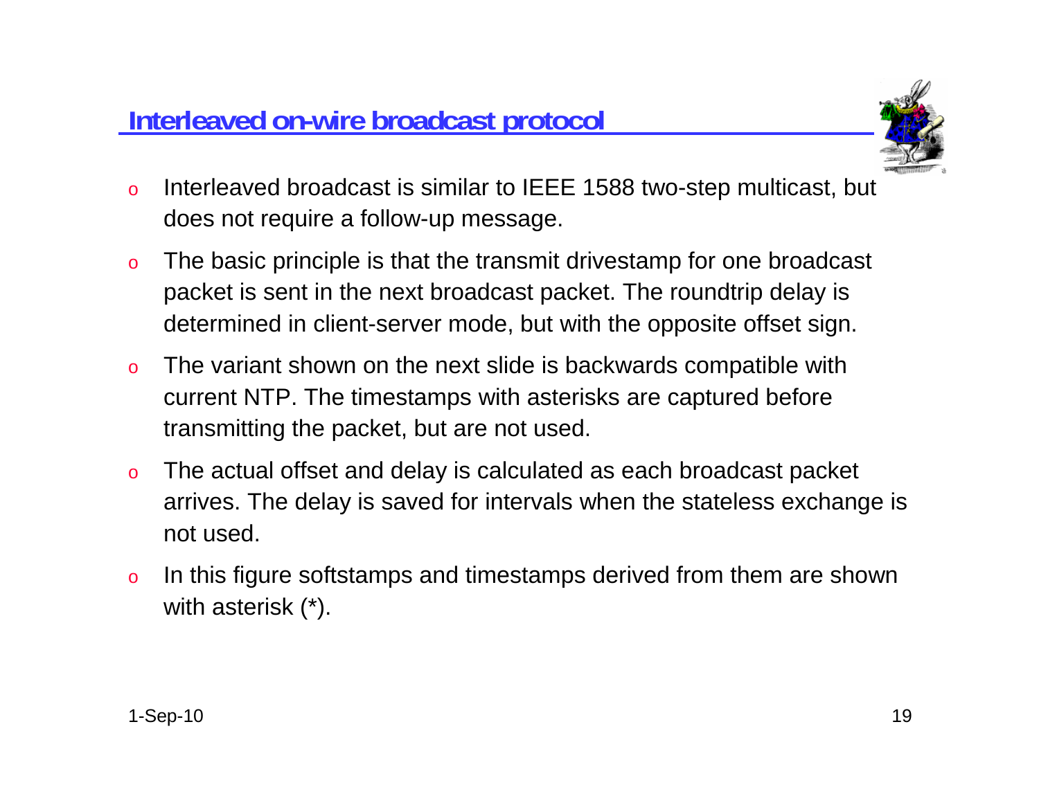## Interleaved on-wire broadcast protocol

- Interleaved broadcast is similar to IEEE 1588 two-step multicast, but does not require a follow-up message.
- The basic principle is that the transmit drivestamp for one broadcast packet is sent in the next broadcast packet. The roundtrip delay is determined in client-server mode, but with the opposite offset sign.
- The variant shown on the next slide is backwards compatible with current NTP. The timestamps with asterisks are captured before transmitting the packet, but are not used.
- The actual offset and delay is calculated as each broadcast packet arrives. The delay is saved for intervals when the stateless exchange is not used.
- In this figure softstamps and timestamps derived from them are shown with asterisk (*).

1-Sep-10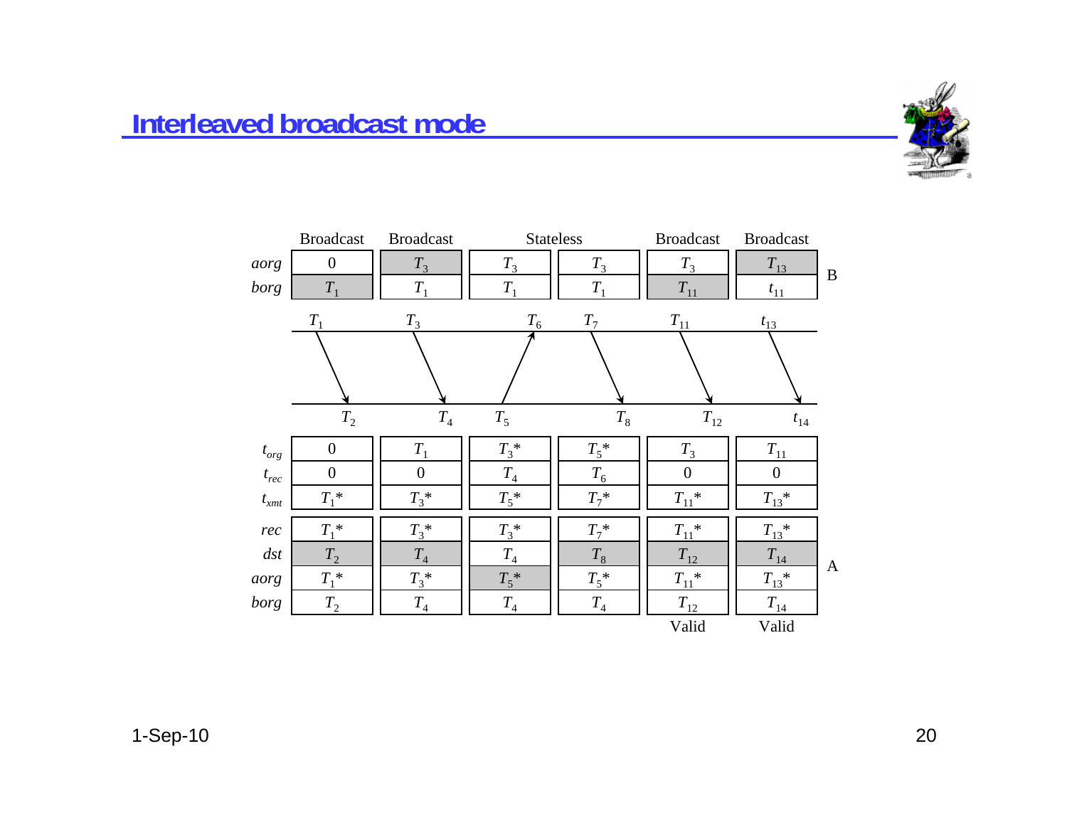# Interleaved broadcast mode

|  | Broadcast | Broadcast | Stateless |  | Broadcast | Broadcast |  |
|---|---|---|---|---|---|---|---|
| *aorg* | 0 | $T_3$ | $T_3$ | $T_3$ | $T_3$ | $T_{13}$ | B |
| *borg* | $T_1$ | $T_1$ | $T_1$ | $T_1$ | $T_{11}$ | $t_{11}$ |  |

$T_1$ $T_3$ $T_6$ $T_7$ $T_{11}$ $t_{13}$

$T_2$ $T_4$ $T_5$ $T_8$ $T_{12}$ $t_{14}$

|  |  |  |  |  |  |  |  |
|---|---|---|---|---|---|---|---|
| $t_{org}$ | 0 | $T_1$ | $T_3$* | $T_5$* | $T_3$ | $T_{11}$ |  |
| $t_{rec}$ | 0 | 0 | $T_4$ | $T_6$ | 0 | 0 |  |
| $t_{xmt}$ | $T_1$* | $T_3$* | $T_5$* | $T_7$* | $T_{11}$* | $T_{13}$* |  |
| *rec* | $T_1$* | $T_3$* | $T_3$* | $T_7$* | $T_{11}$* | $T_{13}$* |  |
| *dst* | $T_2$ | $T_4$ | $T_4$ | $T_8$ | $T_{12}$ | $T_{14}$ | A |
| *aorg* | $T_1$* | $T_3$* | $T_5$* | $T_5$* | $T_{11}$* | $T_{13}$* |  |
| *borg* | $T_2$ | $T_4$ | $T_4$ | $T_4$ | $T_{12}$ | $T_{14}$ |  |
|  |  |  |  |  | Valid | Valid |  |

1-Sep-10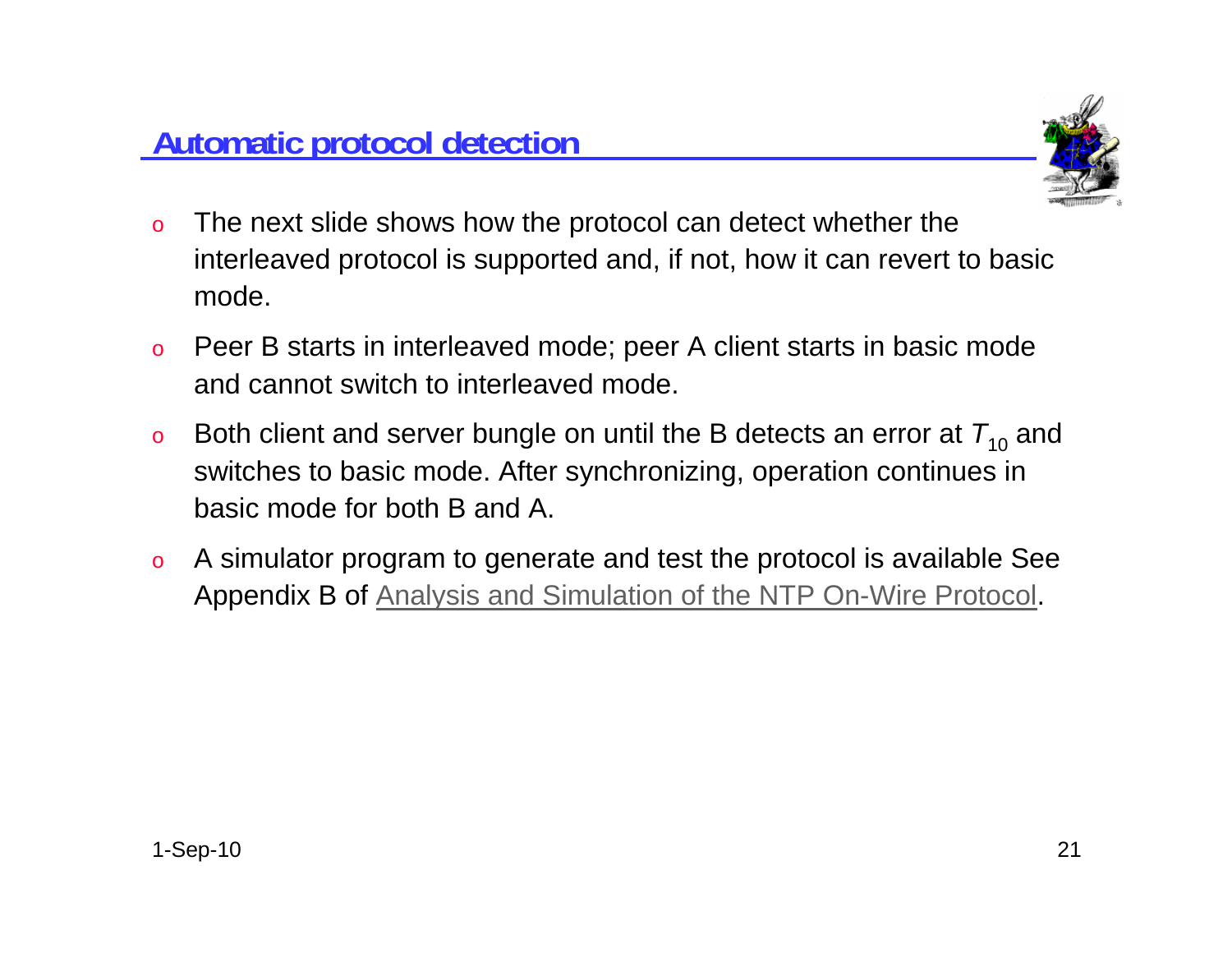## Automatic protocol detection

- The next slide shows how the protocol can detect whether the interleaved protocol is supported and, if not, how it can revert to basic mode.
- Peer B starts in interleaved mode; peer A client starts in basic mode and cannot switch to interleaved mode.
- Both client and server bungle on until the B detects an error at $T_{10}$ and switches to basic mode. After synchronizing, operation continues in basic mode for both B and A.
- A simulator program to generate and test the protocol is available See Appendix B of Analysis and Simulation of the NTP On-Wire Protocol.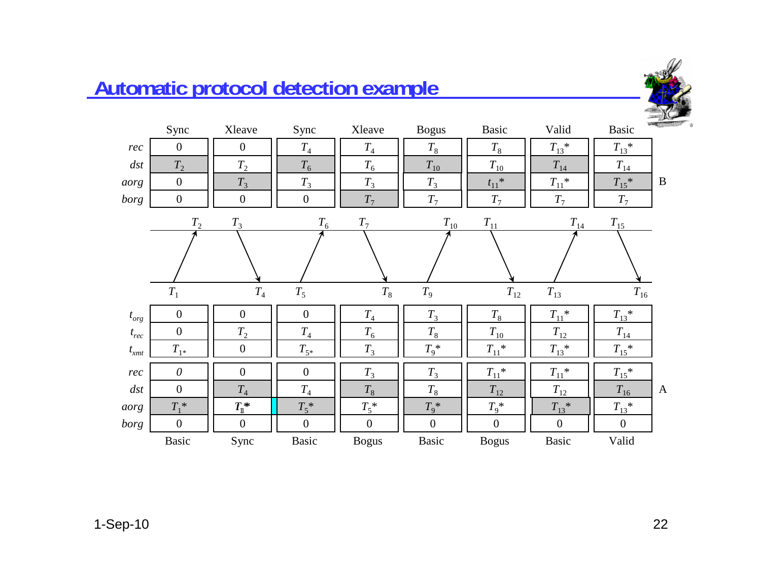# Automatic protocol detection example

**Host B**

| | Sync | Xleave | Sync | Xleave | Bogus | Basic | Valid | Basic |
|---|---|---|---|---|---|---|---|---|
| *rec* | 0 | 0 | $T_4$ | $T_4$ | $T_8$ | $T_8$ | $T_{13}$* | $T_{13}$* |
| *dst* | $T_2$ | $T_2$ | $T_6$ | $T_6$ | $T_{10}$ | $T_{10}$ | $T_{14}$ | $T_{14}$ |
| *aorg* | 0 | $T_3$ | $T_3$ | $T_3$ | $T_3$ | $t_{11}$* | $T_{11}$* | $T_{15}$* |
| *borg* | 0 | 0 | 0 | $T_7$ | $T_7$ | $T_7$ | $T_7$ | $T_7$ |

B

$T_2$ $T_3$ $T_6$ $T_7$ $T_{10}$ $T_{11}$ $T_{14}$ $T_{15}$

$T_1$ $T_4$ $T_5$ $T_8$ $T_9$ $T_{12}$ $T_{13}$ $T_{16}$

**Packet**

| | | | | | | | | |
|---|---|---|---|---|---|---|---|---|
| $t_{org}$ | 0 | 0 | 0 | $T_4$ | $T_3$ | $T_8$ | $T_{11}$* | $T_{13}$* |
| $t_{rec}$ | 0 | $T_2$ | $T_4$ | $T_6$ | $T_8$ | $T_{10}$ | $T_{12}$ | $T_{14}$ |
| $t_{xmt}$ | $T_{1*}$ | 0 | $T_{5*}$ | $T_3$ | $T_9$* | $T_{11}$* | $T_{13}$* | $T_{15}$* |

**Host A**

| | Basic | Sync | Basic | Bogus | Basic | Bogus | Basic | Valid |
|---|---|---|---|---|---|---|---|---|
| *rec* | *0* | 0 | 0 | $T_3$ | $T_3$ | $T_{11}$* | $T_{11}$* | $T_{15}$* |
| *dst* | 0 | $T_4$ | $T_4$ | $T_8$ | $T_8$ | $T_{12}$ | $T_{12}$ | $T_{16}$ |
| *aorg* | $T_1$* | $T_1$* | $T_5$* | $T_5$* | $T_9$* | $T_9$* | $T_{13}$* | $T_{13}$* |
| *borg* | 0 | 0 | 0 | 0 | 0 | 0 | 0 | 0 |

A

1-Sep-10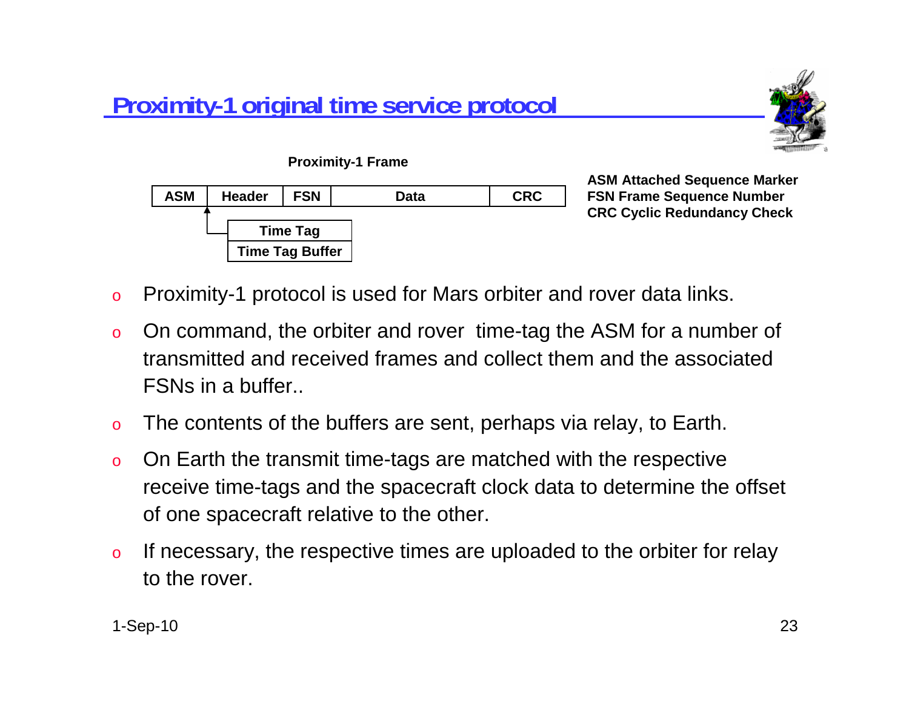## Proximity-1 original time service protocol

**Proximity-1 Frame**

| ASM | Header | FSN | Data | CRC |
|---|---|---|---|---|

**Time Tag**

**Time Tag Buffer**

**ASM Attached Sequence Marker**
**FSN Frame Sequence Number**
**CRC Cyclic Redundancy Check**

- Proximity-1 protocol is used for Mars orbiter and rover data links.
- On command, the orbiter and rover time-tag the ASM for a number of transmitted and received frames and collect them and the associated FSNs in a buffer..
- The contents of the buffers are sent, perhaps via relay, to Earth.
- On Earth the transmit time-tags are matched with the respective receive time-tags and the spacecraft clock data to determine the offset of one spacecraft relative to the other.
- If necessary, the respective times are uploaded to the orbiter for relay to the rover.

1-Sep-10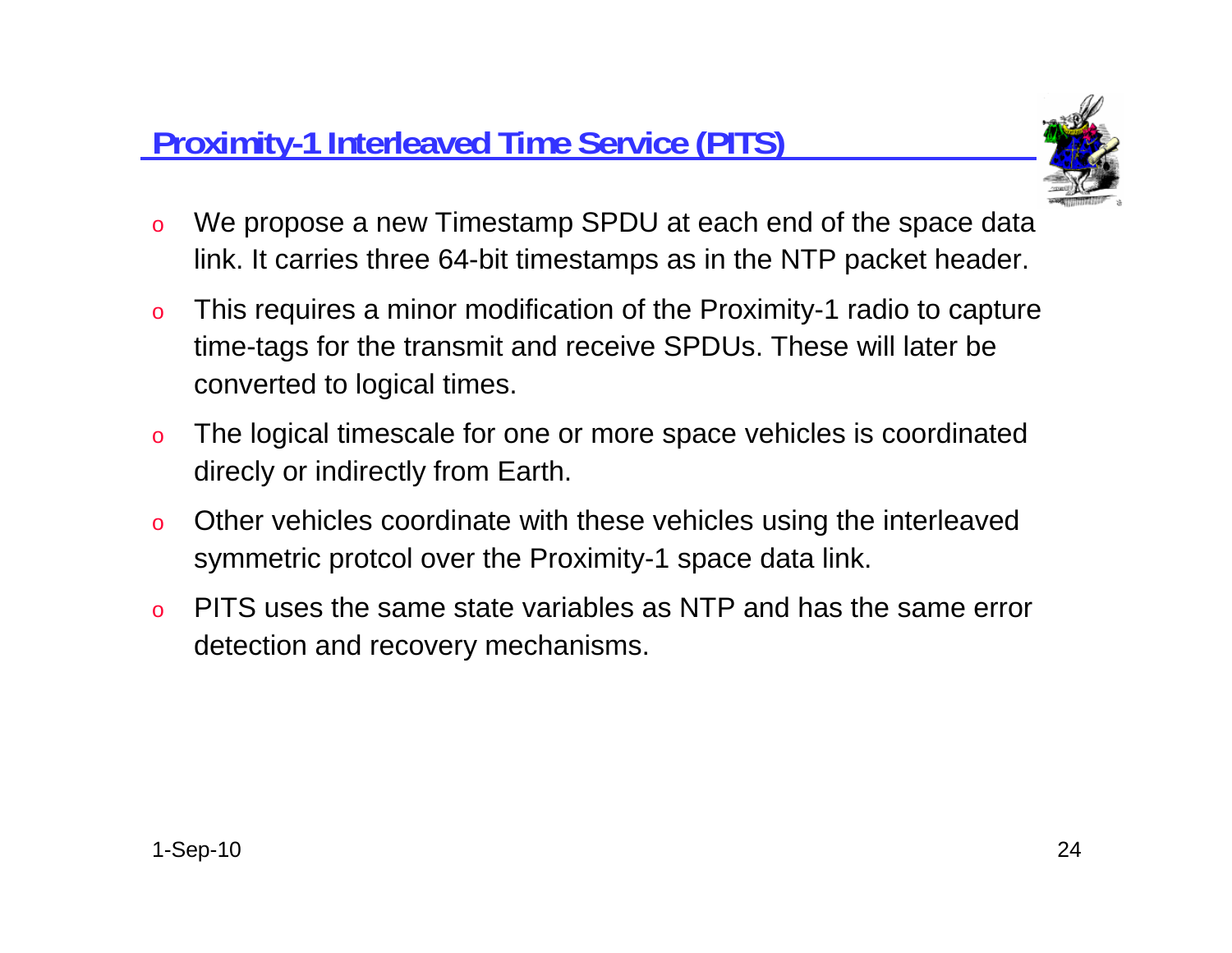## Proximity-1 Interleaved Time Service (PITS)

- We propose a new Timestamp SPDU at each end of the space data link. It carries three 64-bit timestamps as in the NTP packet header.
- This requires a minor modification of the Proximity-1 radio to capture time-tags for the transmit and receive SPDUs. These will later be converted to logical times.
- The logical timescale for one or more space vehicles is coordinated direcly or indirectly from Earth.
- Other vehicles coordinate with these vehicles using the interleaved symmetric protcol over the Proximity-1 space data link.
- PITS uses the same state variables as NTP and has the same error detection and recovery mechanisms.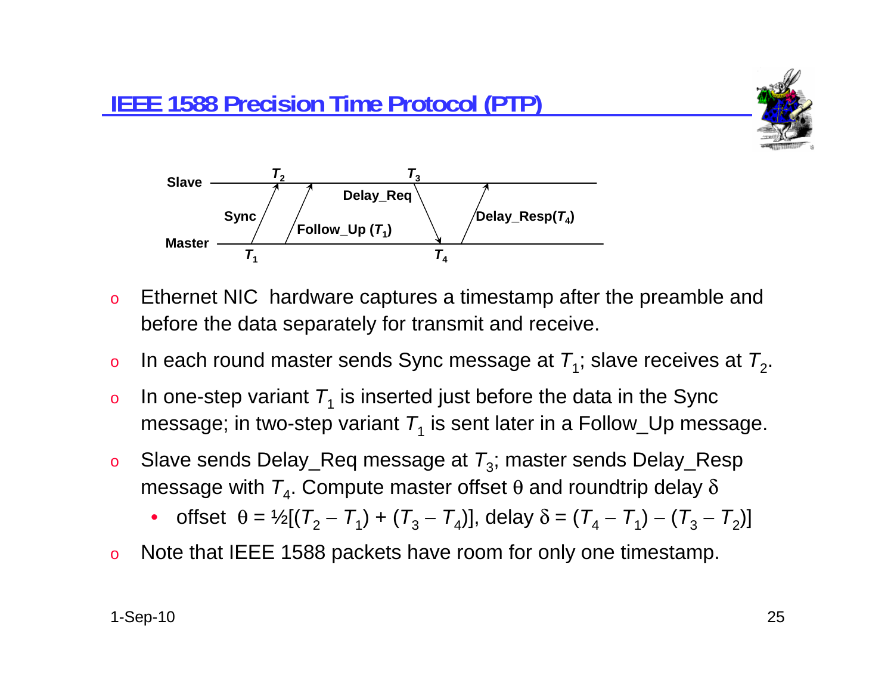## IEEE 1588 Precision Time Protocol (PTP)

Slave — $T_2$ — $T_3$

Sync — Follow_Up ($T_1$) — Delay_Req — Delay_Resp($T_4$)

Master — $T_1$ — $T_4$

- Ethernet NIC hardware captures a timestamp after the preamble and before the data separately for transmit and receive.
- In each round master sends Sync message at $T_1$; slave receives at $T_2$.
- In one-step variant $T_1$ is inserted just before the data in the Sync message; in two-step variant $T_1$ is sent later in a Follow_Up message.
- Slave sends Delay_Req message at $T_3$; master sends Delay_Resp message with $T_4$. Compute master offset $\theta$ and roundtrip delay $\delta$
  - offset $\theta = ½[(T_2 – T_1) + (T_3 – T_4)]$, delay $\delta = (T_4 – T_1) – (T_3 – T_2)]$
- Note that IEEE 1588 packets have room for only one timestamp.

1-Sep-10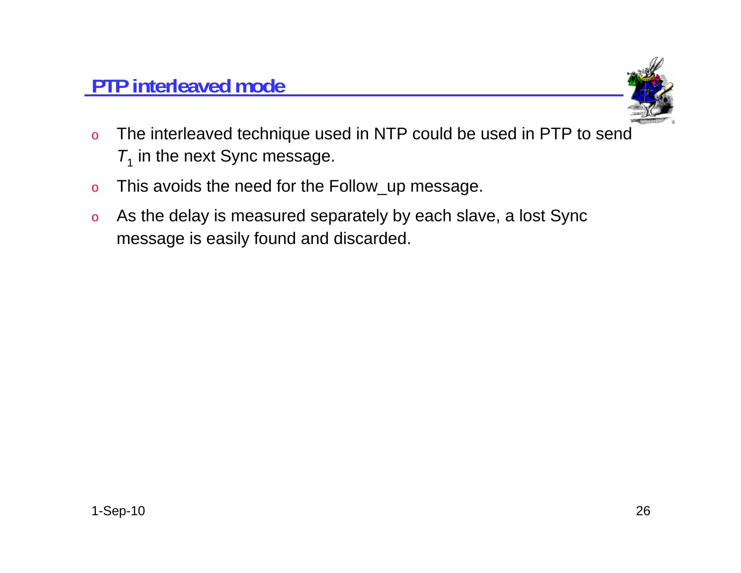## PTP interleaved mode

- The interleaved technique used in NTP could be used in PTP to send $T_1$ in the next Sync message.
- This avoids the need for the Follow_up message.
- As the delay is measured separately by each slave, a lost Sync message is easily found and discarded.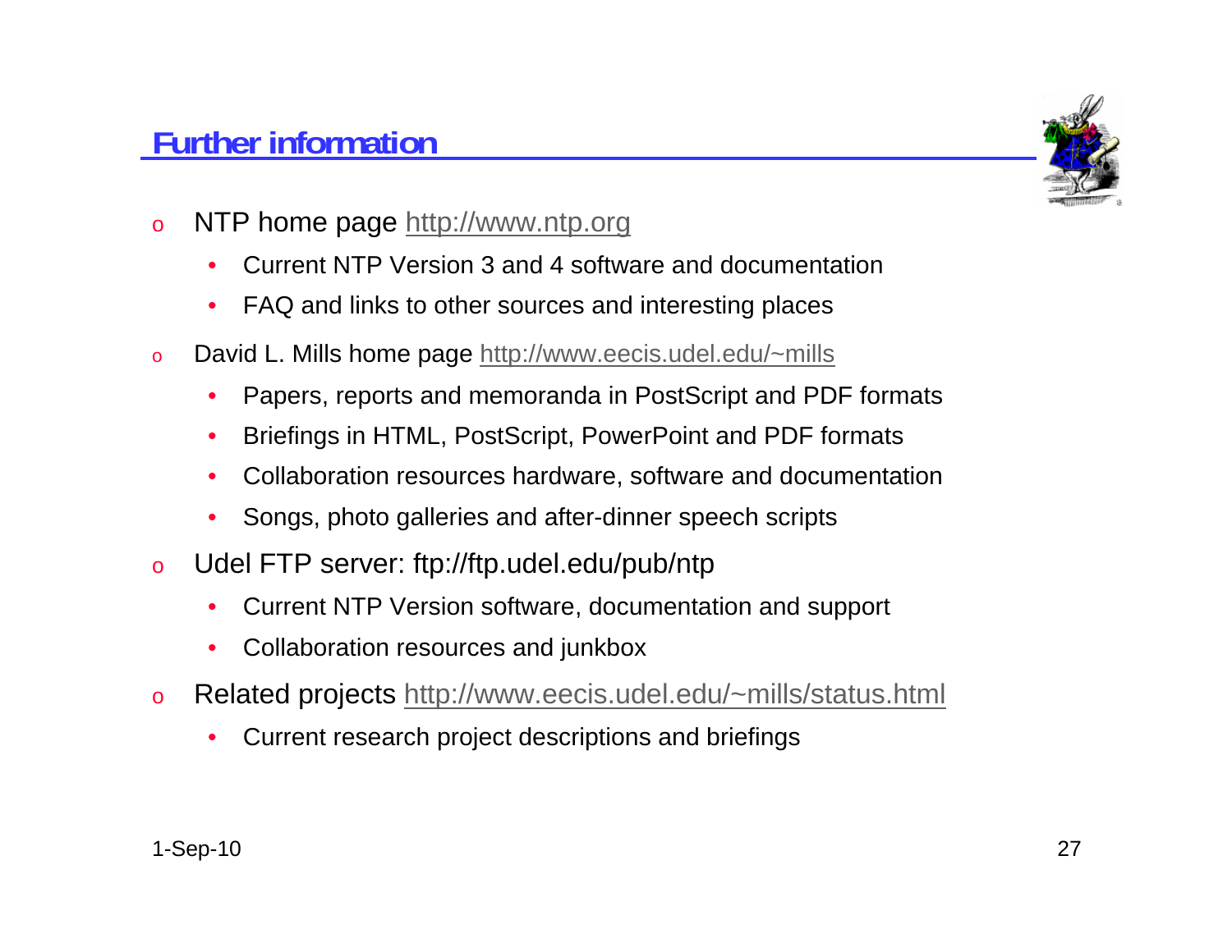## Further information

- NTP home page http://www.ntp.org
  - Current NTP Version 3 and 4 software and documentation
  - FAQ and links to other sources and interesting places
- David L. Mills home page http://www.eecis.udel.edu/~mills
  - Papers, reports and memoranda in PostScript and PDF formats
  - Briefings in HTML, PostScript, PowerPoint and PDF formats
  - Collaboration resources hardware, software and documentation
  - Songs, photo galleries and after-dinner speech scripts
- Udel FTP server: ftp://ftp.udel.edu/pub/ntp
  - Current NTP Version software, documentation and support
  - Collaboration resources and junkbox
- Related projects http://www.eecis.udel.edu/~mills/status.html
  - Current research project descriptions and briefings

1-Sep-10